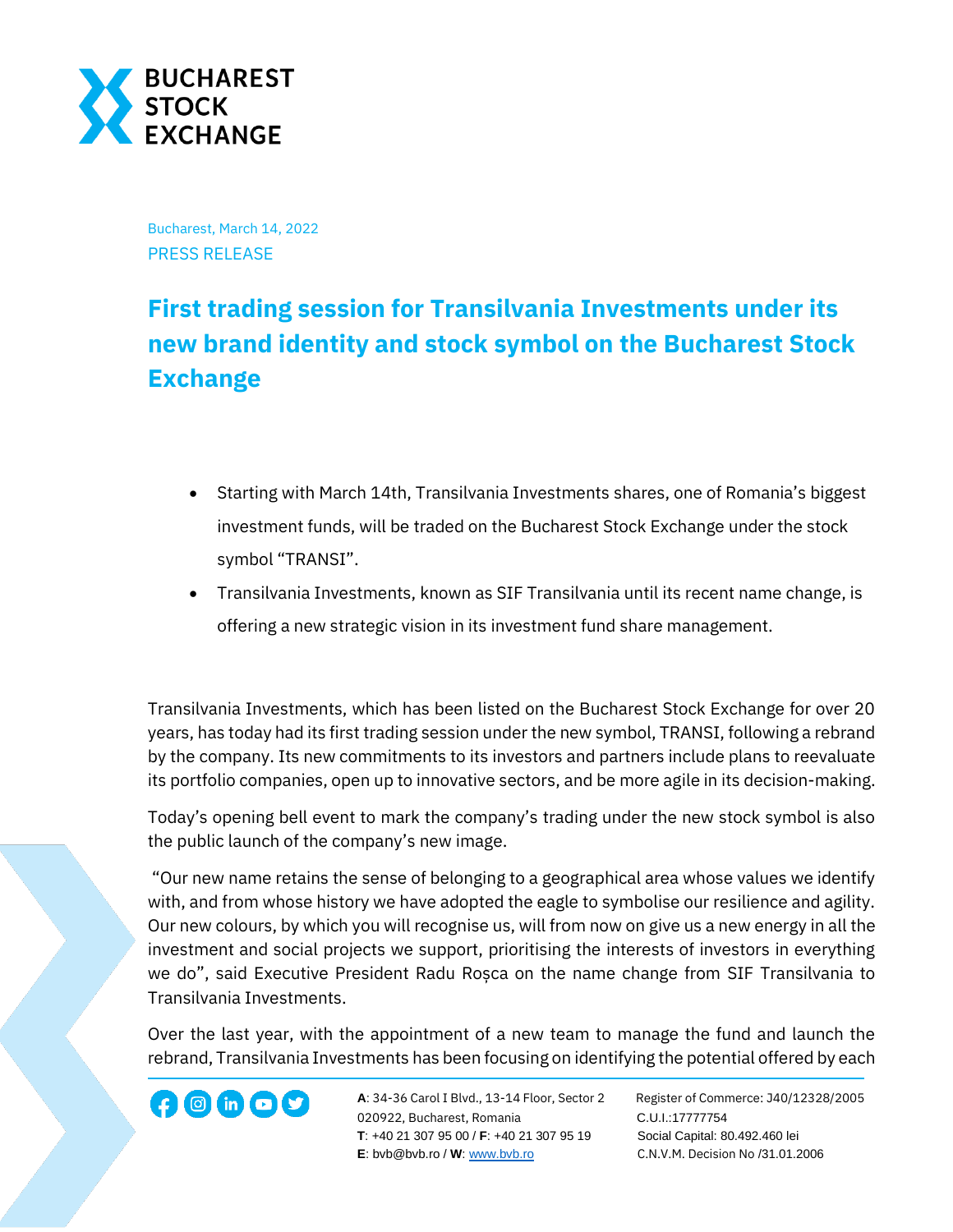Bucharest, March 14, 2022

PRESS RELEASE

# First trading session for Transilvania Investments under its new brand identity and stock symbol on the Bucharest Stock Exchange

- Starting with March 14th, Transilvania Investments shares, one of Romania's biggest investment funds, will be traded on the Bucharest Stock Exchange under the stock symbol "TRANSI".
- Transilvania Investments, known as SIF Transilvania until its recent name change, is offering a new strategic vision in its investment fund share management.

Transilvania Investments, which has been listed on the Bucharest Stock Exchange for over 20 years, has today had its first trading session under the new symbol, TRANSI, following a rebrand by the company. Its new commitments to its investors and partners include plans to reevaluate its portfolio companies, open up to innovative sectors, and be more agile in its decision-making.

Today's opening bell event to mark the company's trading under the new stock symbol is also the public launch of the company's new image.

"Our new name retains the sense of belonging to a geographical area whose values we identify with, and from whose history we have adopted the eagle to symbolise our resilience and agility. Our new colours, by which you will recognise us, will from now on give us a new energy in all the investment and social projects we support, prioritising the interests of investors in everything we do", said Executive President Radu Roșca on the name change from SIF Transilvania to Transilvania Investments.

Over the last year, with the appointment of a new team to manage the fund and launch the rebrand, Transilvania Investments has been focusing on identifying the potential offered by each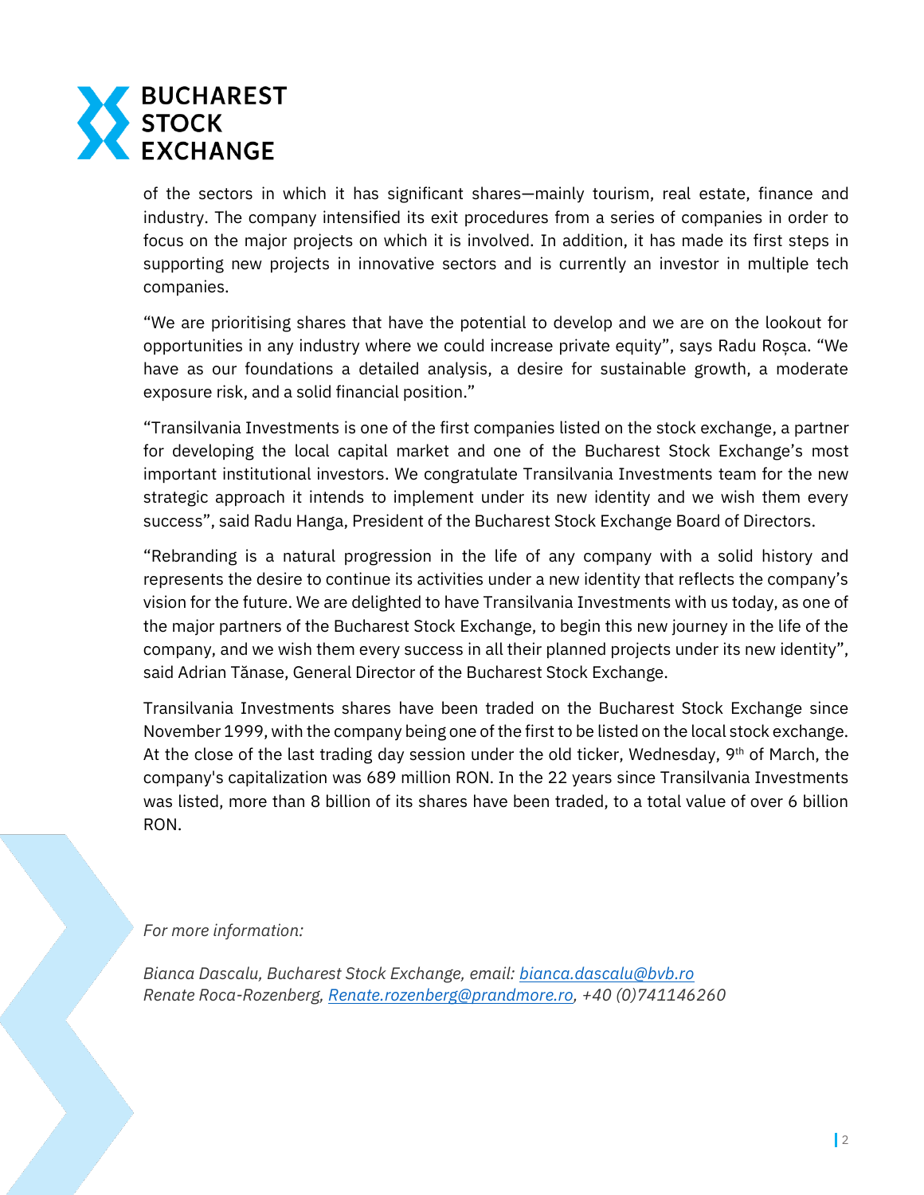of the sectors in which it has significant shares—mainly tourism, real estate, finance and industry. The company intensified its exit procedures from a series of companies in order to focus on the major projects on which it is involved. In addition, it has made its first steps in supporting new projects in innovative sectors and is currently an investor in multiple tech companies.

"We are prioritising shares that have the potential to develop and we are on the lookout for opportunities in any industry where we could increase private equity", says Radu Roșca. "We have as our foundations a detailed analysis, a desire for sustainable growth, a moderate exposure risk, and a solid financial position."

"Transilvania Investments is one of the first companies listed on the stock exchange, a partner for developing the local capital market and one of the Bucharest Stock Exchange's most important institutional investors. We congratulate Transilvania Investments team for the new strategic approach it intends to implement under its new identity and we wish them every success", said Radu Hanga, President of the Bucharest Stock Exchange Board of Directors.

"Rebranding is a natural progression in the life of any company with a solid history and represents the desire to continue its activities under a new identity that reflects the company's vision for the future. We are delighted to have Transilvania Investments with us today, as one of the major partners of the Bucharest Stock Exchange, to begin this new journey in the life of the company, and we wish them every success in all their planned projects under its new identity", said Adrian Tănase, General Director of the Bucharest Stock Exchange.

Transilvania Investments shares have been traded on the Bucharest Stock Exchange since November 1999, with the company being one of the first to be listed on the local stock exchange. At the close of the last trading day session under the old ticker, Wednesday, 9th of March, the company's capitalization was 689 million RON. In the 22 years since Transilvania Investments was listed, more than 8 billion of its shares have been traded, to a total value of over 6 billion RON.

*For more information:*

*Bianca Dascalu, Bucharest Stock Exchange, email: bianca.dascalu@bvb.ro*
*Renate Roca-Rozenberg, Renate.rozenberg@prandmore.ro, +40 (0)741146260*